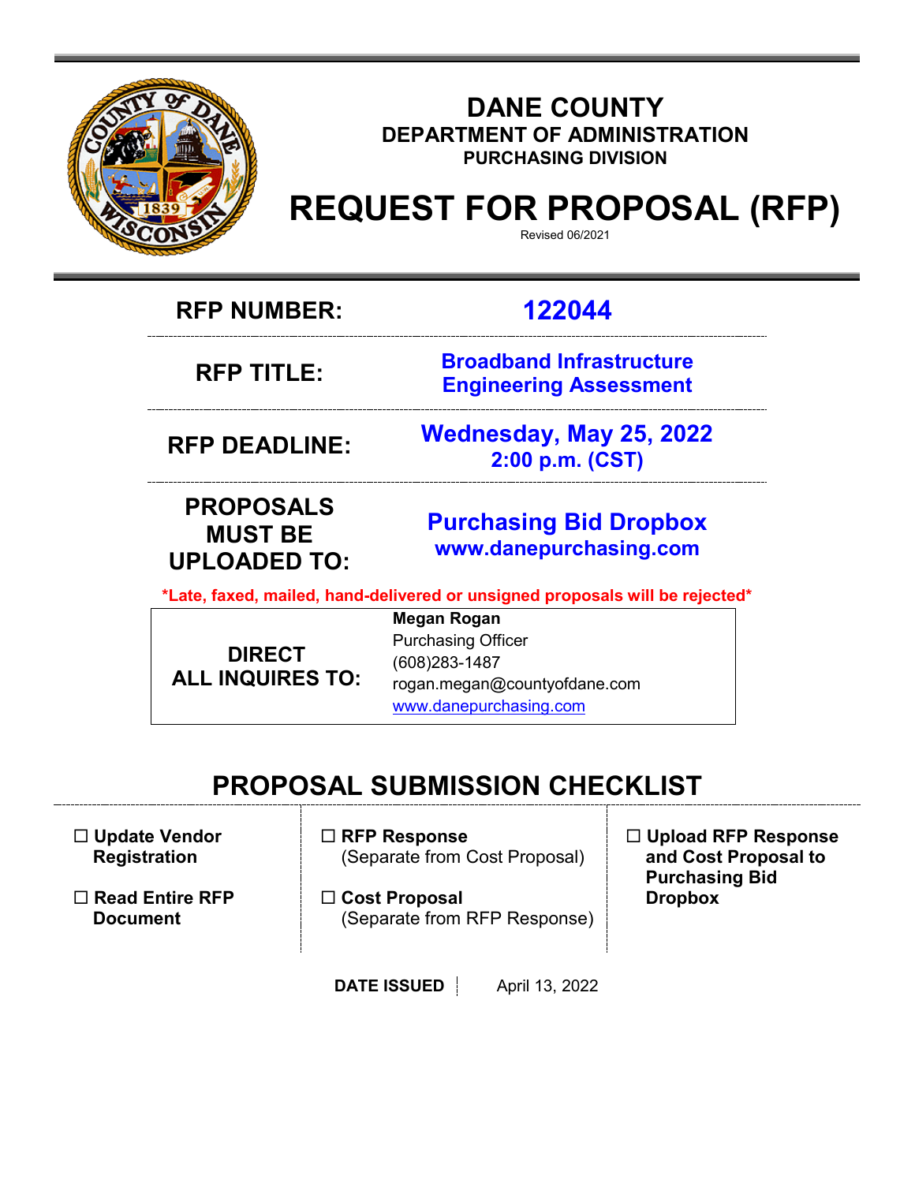# DANE COUNTY
## DEPARTMENT OF ADMINISTRATION
### PURCHASING DIVISION

# REQUEST FOR PROPOSAL (RFP)

Revised 06/2021

| | |
|---|---|
| **RFP NUMBER:** | **122044** |
| **RFP TITLE:** | **Broadband Infrastructure Engineering Assessment** |
| **RFP DEADLINE:** | **Wednesday, May 25, 2022 2:00 p.m. (CST)** |
| **PROPOSALS MUST BE UPLOADED TO:** | **Purchasing Bid Dropbox www.danepurchasing.com** |

**\*Late, faxed, mailed, hand-delivered or unsigned proposals will be rejected\***

| | |
|---|---|
| **DIRECT ALL INQUIRES TO:** | **Megan Rogan**<br>Purchasing Officer<br>(608)283-1487<br>rogan.megan@countyofdane.com<br>www.danepurchasing.com |

## PROPOSAL SUBMISSION CHECKLIST

- ☐ **Update Vendor Registration**
- ☐ **Read Entire RFP Document**
- ☐ **RFP Response** (Separate from Cost Proposal)
- ☐ **Cost Proposal** (Separate from RFP Response)
- ☐ **Upload RFP Response and Cost Proposal to Purchasing Bid Dropbox**

**DATE ISSUED** | April 13, 2022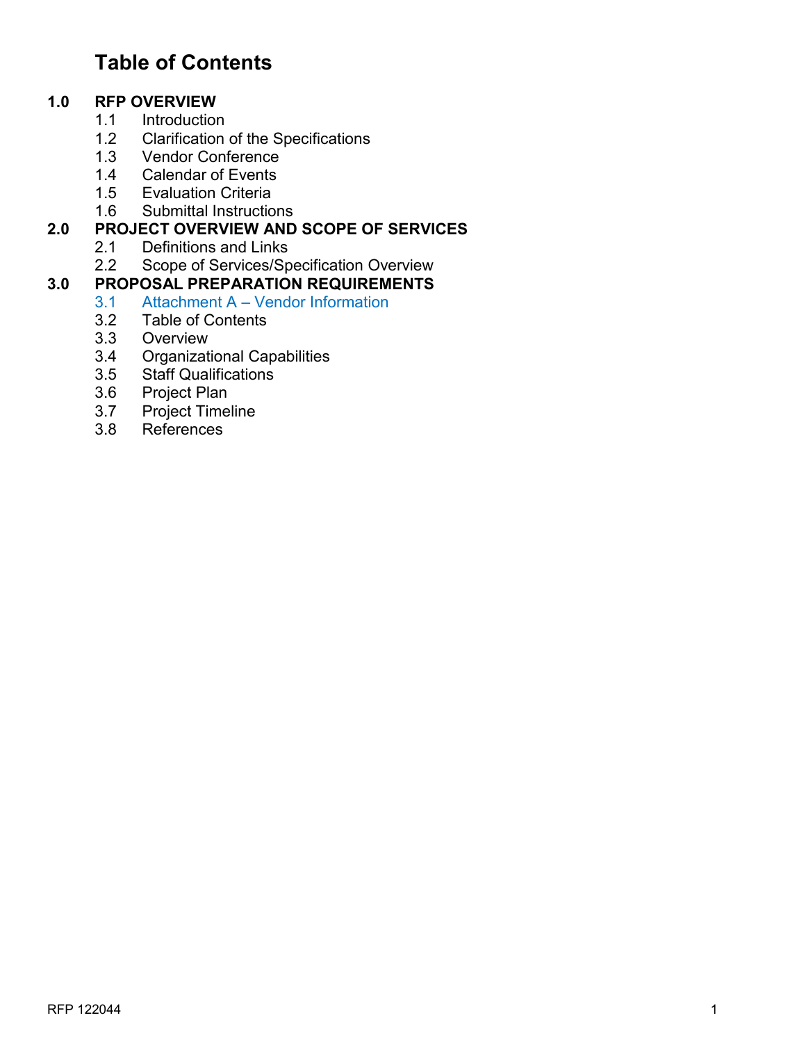# Table of Contents

**1.0 RFP OVERVIEW**
- 1.1 Introduction
- 1.2 Clarification of the Specifications
- 1.3 Vendor Conference
- 1.4 Calendar of Events
- 1.5 Evaluation Criteria
- 1.6 Submittal Instructions

**2.0 PROJECT OVERVIEW AND SCOPE OF SERVICES**
- 2.1 Definitions and Links
- 2.2 Scope of Services/Specification Overview

**3.0 PROPOSAL PREPARATION REQUIREMENTS**
- 3.1 Attachment A – Vendor Information
- 3.2 Table of Contents
- 3.3 Overview
- 3.4 Organizational Capabilities
- 3.5 Staff Qualifications
- 3.6 Project Plan
- 3.7 Project Timeline
- 3.8 References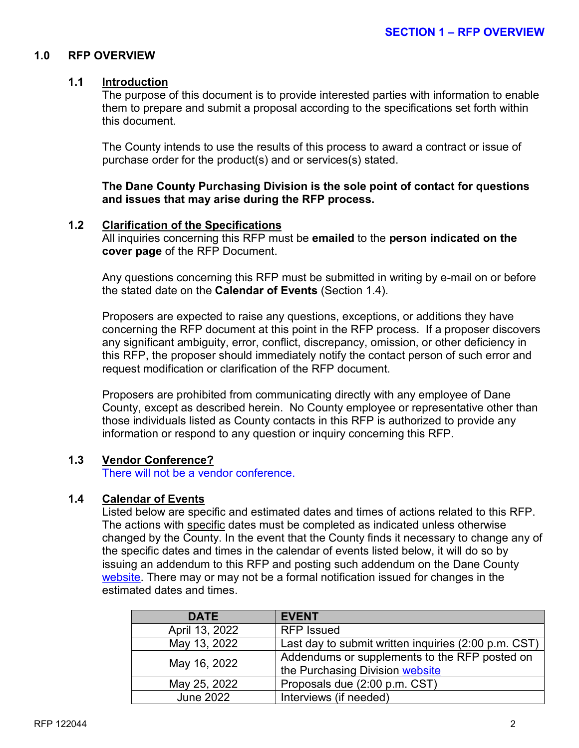## 1.0 RFP OVERVIEW

### 1.1 Introduction

The purpose of this document is to provide interested parties with information to enable them to prepare and submit a proposal according to the specifications set forth within this document.

The County intends to use the results of this process to award a contract or issue of purchase order for the product(s) and or services(s) stated.

**The Dane County Purchasing Division is the sole point of contact for questions and issues that may arise during the RFP process.**

### 1.2 Clarification of the Specifications

All inquiries concerning this RFP must be **emailed** to the **person indicated on the cover page** of the RFP Document.

Any questions concerning this RFP must be submitted in writing by e-mail on or before the stated date on the **Calendar of Events** (Section 1.4).

Proposers are expected to raise any questions, exceptions, or additions they have concerning the RFP document at this point in the RFP process. If a proposer discovers any significant ambiguity, error, conflict, discrepancy, omission, or other deficiency in this RFP, the proposer should immediately notify the contact person of such error and request modification or clarification of the RFP document.

Proposers are prohibited from communicating directly with any employee of Dane County, except as described herein. No County employee or representative other than those individuals listed as County contacts in this RFP is authorized to provide any information or respond to any question or inquiry concerning this RFP.

### 1.3 Vendor Conference?

There will not be a vendor conference.

### 1.4 Calendar of Events

Listed below are specific and estimated dates and times of actions related to this RFP. The actions with specific dates must be completed as indicated unless otherwise changed by the County. In the event that the County finds it necessary to change any of the specific dates and times in the calendar of events listed below, it will do so by issuing an addendum to this RFP and posting such addendum on the Dane County website. There may or may not be a formal notification issued for changes in the estimated dates and times.

| DATE | EVENT |
|---|---|
| April 13, 2022 | RFP Issued |
| May 13, 2022 | Last day to submit written inquiries (2:00 p.m. CST) |
| May 16, 2022 | Addendums or supplements to the RFP posted on the Purchasing Division website |
| May 25, 2022 | Proposals due (2:00 p.m. CST) |
| June 2022 | Interviews (if needed) |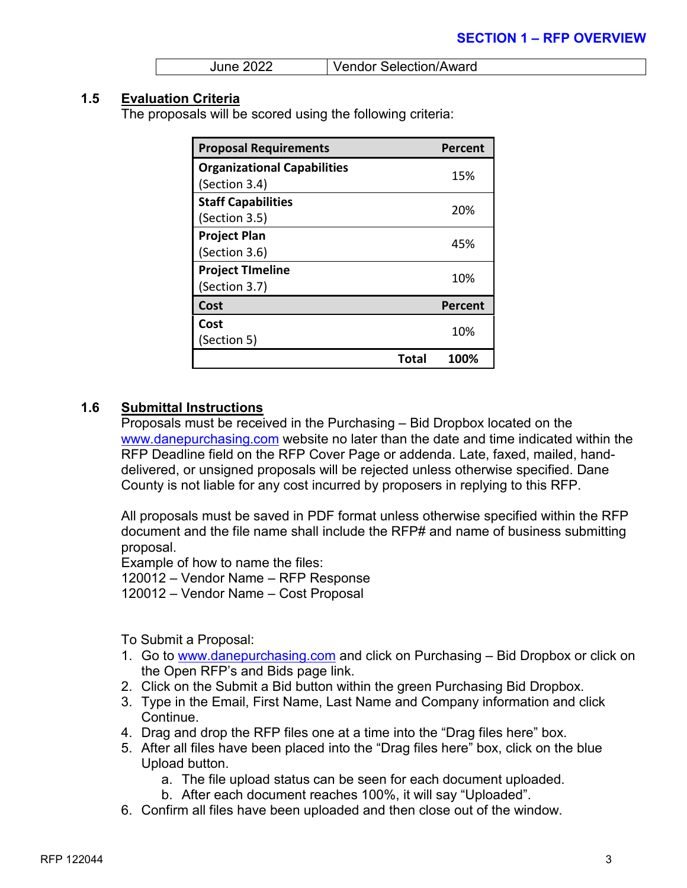| June 2022 | Vendor Selection/Award |
|---|---|

### 1.5 Evaluation Criteria

The proposals will be scored using the following criteria:

| Proposal Requirements | Percent |
|---|---|
| **Organizational Capabilities** (Section 3.4) | 15% |
| **Staff Capabilities** (Section 3.5) | 20% |
| **Project Plan** (Section 3.6) | 45% |
| **Project TImeline** (Section 3.7) | 10% |
| **Cost** | **Percent** |
| **Cost** (Section 5) | 10% |
| **Total** | **100%** |

### 1.6 Submittal Instructions

Proposals must be received in the Purchasing – Bid Dropbox located on the www.danepurchasing.com website no later than the date and time indicated within the RFP Deadline field on the RFP Cover Page or addenda. Late, faxed, mailed, hand-delivered, or unsigned proposals will be rejected unless otherwise specified. Dane County is not liable for any cost incurred by proposers in replying to this RFP.

All proposals must be saved in PDF format unless otherwise specified within the RFP document and the file name shall include the RFP# and name of business submitting proposal.
Example of how to name the files:
120012 – Vendor Name – RFP Response
120012 – Vendor Name – Cost Proposal

To Submit a Proposal:

1. Go to www.danepurchasing.com and click on Purchasing – Bid Dropbox or click on the Open RFP's and Bids page link.
2. Click on the Submit a Bid button within the green Purchasing Bid Dropbox.
3. Type in the Email, First Name, Last Name and Company information and click Continue.
4. Drag and drop the RFP files one at a time into the "Drag files here" box.
5. After all files have been placed into the "Drag files here" box, click on the blue Upload button.
   a. The file upload status can be seen for each document uploaded.
   b. After each document reaches 100%, it will say "Uploaded".
6. Confirm all files have been uploaded and then close out of the window.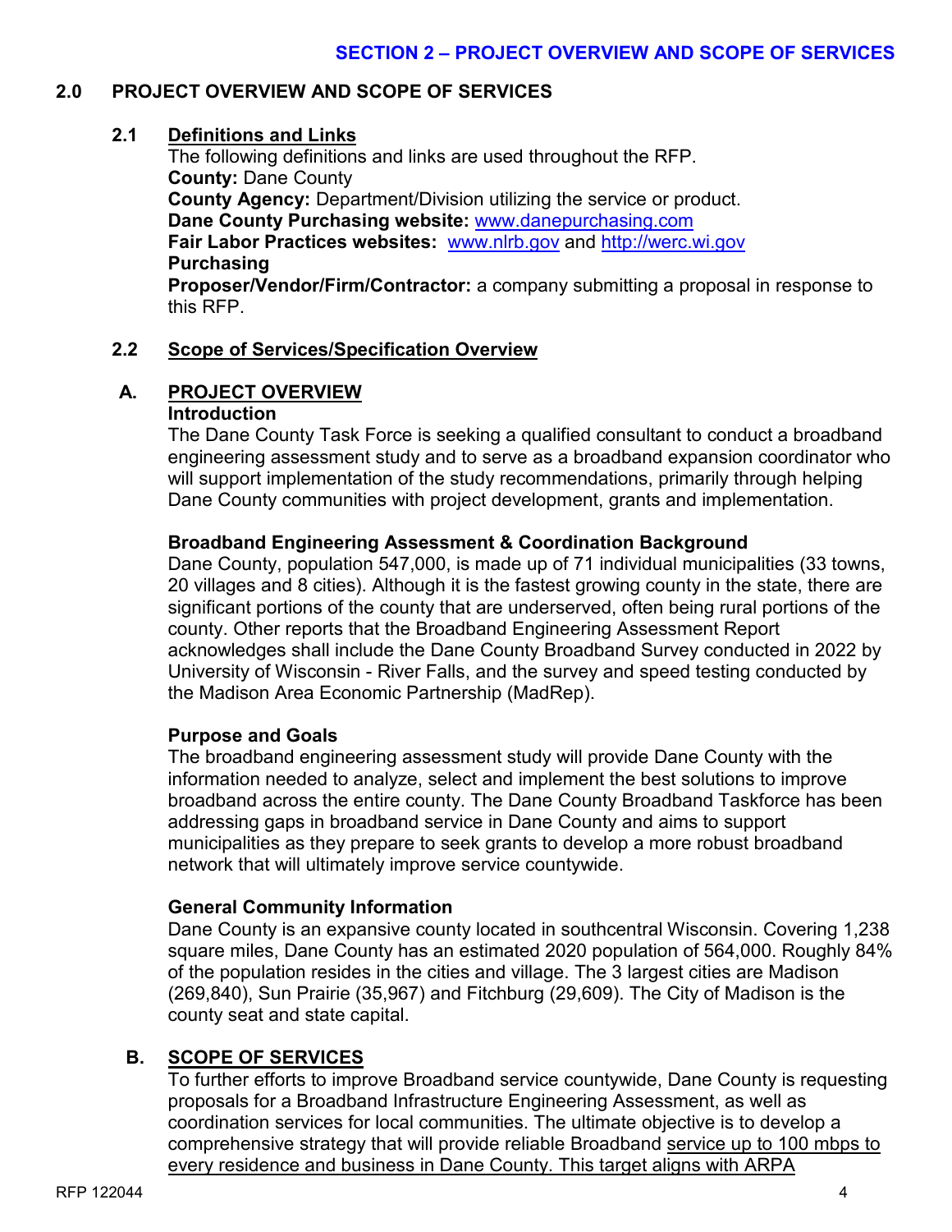## SECTION 2 – PROJECT OVERVIEW AND SCOPE OF SERVICES

## 2.0 PROJECT OVERVIEW AND SCOPE OF SERVICES

### 2.1 Definitions and Links

The following definitions and links are used throughout the RFP.

**County:** Dane County
**County Agency:** Department/Division utilizing the service or product.
**Dane County Purchasing website:** www.danepurchasing.com
**Fair Labor Practices websites:** www.nlrb.gov and http://werc.wi.gov
**Purchasing**
**Proposer/Vendor/Firm/Contractor:** a company submitting a proposal in response to this RFP.

### 2.2 Scope of Services/Specification Overview

#### A. PROJECT OVERVIEW

**Introduction**

The Dane County Task Force is seeking a qualified consultant to conduct a broadband engineering assessment study and to serve as a broadband expansion coordinator who will support implementation of the study recommendations, primarily through helping Dane County communities with project development, grants and implementation.

**Broadband Engineering Assessment & Coordination Background**

Dane County, population 547,000, is made up of 71 individual municipalities (33 towns, 20 villages and 8 cities). Although it is the fastest growing county in the state, there are significant portions of the county that are underserved, often being rural portions of the county. Other reports that the Broadband Engineering Assessment Report acknowledges shall include the Dane County Broadband Survey conducted in 2022 by University of Wisconsin - River Falls, and the survey and speed testing conducted by the Madison Area Economic Partnership (MadRep).

**Purpose and Goals**

The broadband engineering assessment study will provide Dane County with the information needed to analyze, select and implement the best solutions to improve broadband across the entire county. The Dane County Broadband Taskforce has been addressing gaps in broadband service in Dane County and aims to support municipalities as they prepare to seek grants to develop a more robust broadband network that will ultimately improve service countywide.

**General Community Information**

Dane County is an expansive county located in southcentral Wisconsin. Covering 1,238 square miles, Dane County has an estimated 2020 population of 564,000. Roughly 84% of the population resides in the cities and village. The 3 largest cities are Madison (269,840), Sun Prairie (35,967) and Fitchburg (29,609). The City of Madison is the county seat and state capital.

#### B. SCOPE OF SERVICES

To further efforts to improve Broadband service countywide, Dane County is requesting proposals for a Broadband Infrastructure Engineering Assessment, as well as coordination services for local communities. The ultimate objective is to develop a comprehensive strategy that will provide reliable Broadband service up to 100 mbps to every residence and business in Dane County. This target aligns with ARPA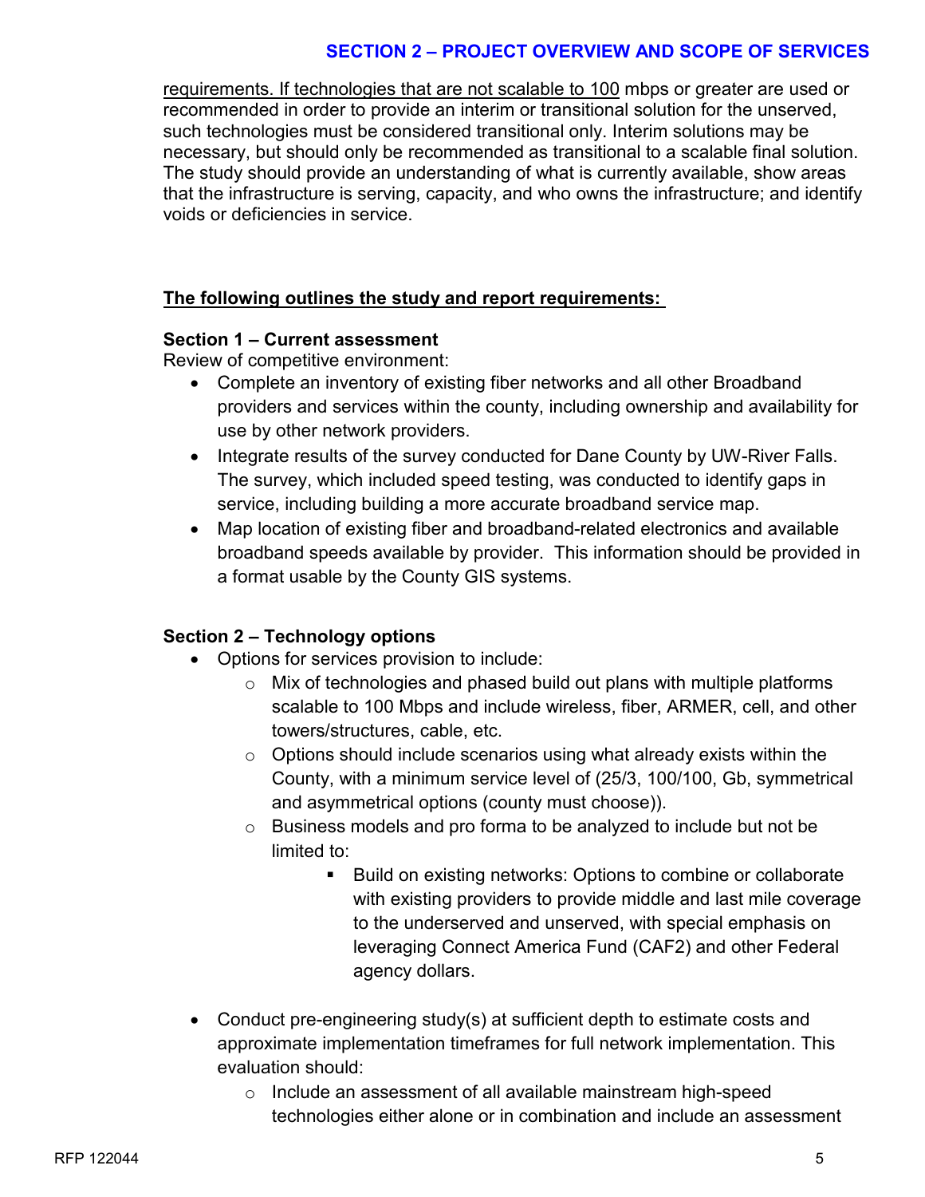requirements. If technologies that are not scalable to 100 mbps or greater are used or recommended in order to provide an interim or transitional solution for the unserved, such technologies must be considered transitional only. Interim solutions may be necessary, but should only be recommended as transitional to a scalable final solution. The study should provide an understanding of what is currently available, show areas that the infrastructure is serving, capacity, and who owns the infrastructure; and identify voids or deficiencies in service.

**The following outlines the study and report requirements:**

**Section 1 – Current assessment**

Review of competitive environment:

- Complete an inventory of existing fiber networks and all other Broadband providers and services within the county, including ownership and availability for use by other network providers.
- Integrate results of the survey conducted for Dane County by UW-River Falls. The survey, which included speed testing, was conducted to identify gaps in service, including building a more accurate broadband service map.
- Map location of existing fiber and broadband-related electronics and available broadband speeds available by provider. This information should be provided in a format usable by the County GIS systems.

**Section 2 – Technology options**

- Options for services provision to include:
  - Mix of technologies and phased build out plans with multiple platforms scalable to 100 Mbps and include wireless, fiber, ARMER, cell, and other towers/structures, cable, etc.
  - Options should include scenarios using what already exists within the County, with a minimum service level of (25/3, 100/100, Gb, symmetrical and asymmetrical options (county must choose)).
  - Business models and pro forma to be analyzed to include but not be limited to:
    - Build on existing networks: Options to combine or collaborate with existing providers to provide middle and last mile coverage to the underserved and unserved, with special emphasis on leveraging Connect America Fund (CAF2) and other Federal agency dollars.
- Conduct pre-engineering study(s) at sufficient depth to estimate costs and approximate implementation timeframes for full network implementation. This evaluation should:
  - Include an assessment of all available mainstream high-speed technologies either alone or in combination and include an assessment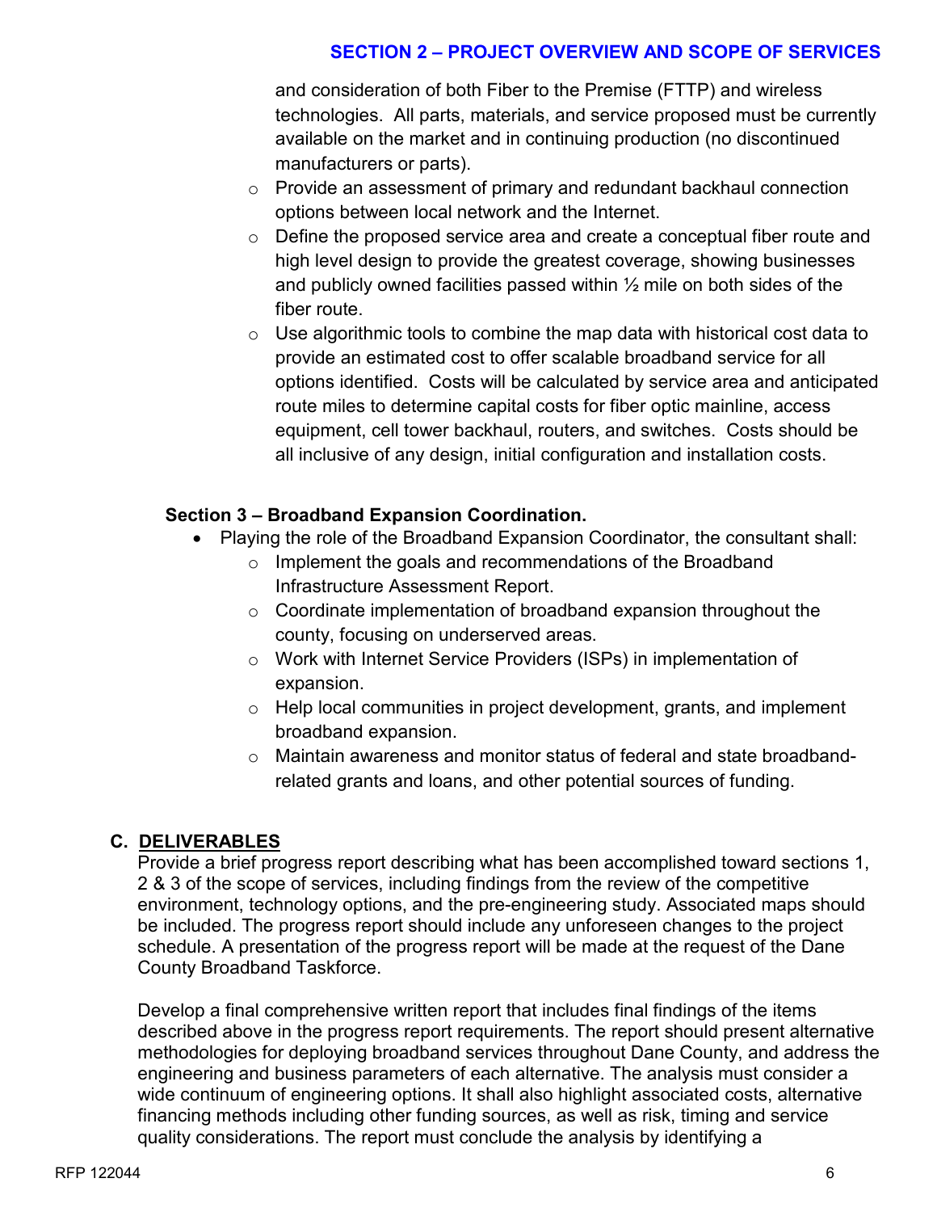and consideration of both Fiber to the Premise (FTTP) and wireless technologies. All parts, materials, and service proposed must be currently available on the market and in continuing production (no discontinued manufacturers or parts).
    - Provide an assessment of primary and redundant backhaul connection options between local network and the Internet.
    - Define the proposed service area and create a conceptual fiber route and high level design to provide the greatest coverage, showing businesses and publicly owned facilities passed within ½ mile on both sides of the fiber route.
    - Use algorithmic tools to combine the map data with historical cost data to provide an estimated cost to offer scalable broadband service for all options identified. Costs will be calculated by service area and anticipated route miles to determine capital costs for fiber optic mainline, access equipment, cell tower backhaul, routers, and switches. Costs should be all inclusive of any design, initial configuration and installation costs.

**Section 3 – Broadband Expansion Coordination.**

- Playing the role of the Broadband Expansion Coordinator, the consultant shall:
    - Implement the goals and recommendations of the Broadband Infrastructure Assessment Report.
    - Coordinate implementation of broadband expansion throughout the county, focusing on underserved areas.
    - Work with Internet Service Providers (ISPs) in implementation of expansion.
    - Help local communities in project development, grants, and implement broadband expansion.
    - Maintain awareness and monitor status of federal and state broadband-related grants and loans, and other potential sources of funding.

## C. DELIVERABLES

Provide a brief progress report describing what has been accomplished toward sections 1, 2 & 3 of the scope of services, including findings from the review of the competitive environment, technology options, and the pre-engineering study. Associated maps should be included. The progress report should include any unforeseen changes to the project schedule. A presentation of the progress report will be made at the request of the Dane County Broadband Taskforce.

Develop a final comprehensive written report that includes final findings of the items described above in the progress report requirements. The report should present alternative methodologies for deploying broadband services throughout Dane County, and address the engineering and business parameters of each alternative. The analysis must consider a wide continuum of engineering options. It shall also highlight associated costs, alternative financing methods including other funding sources, as well as risk, timing and service quality considerations. The report must conclude the analysis by identifying a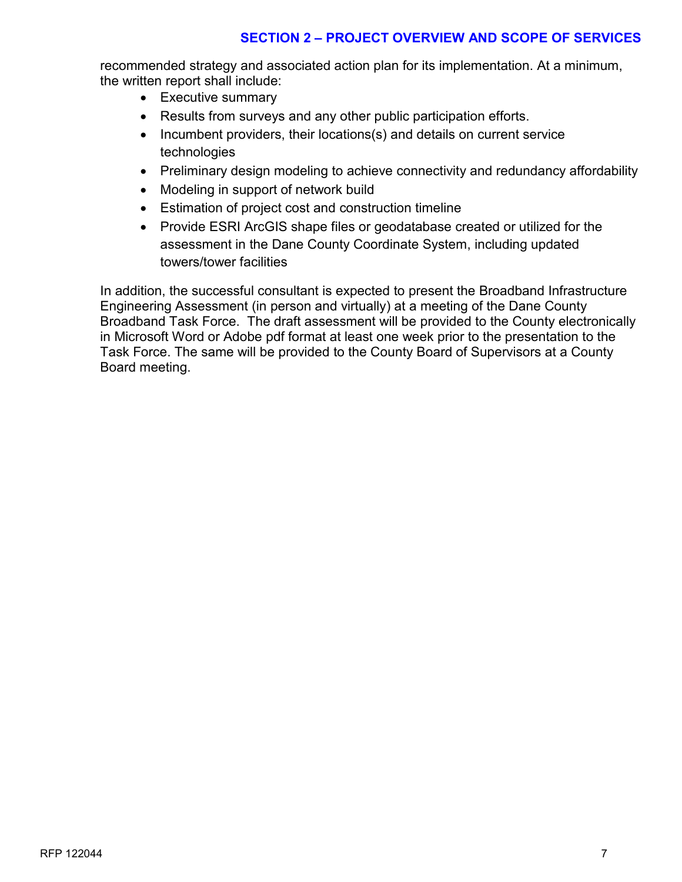recommended strategy and associated action plan for its implementation. At a minimum, the written report shall include:

- Executive summary
- Results from surveys and any other public participation efforts.
- Incumbent providers, their locations(s) and details on current service technologies
- Preliminary design modeling to achieve connectivity and redundancy affordability
- Modeling in support of network build
- Estimation of project cost and construction timeline
- Provide ESRI ArcGIS shape files or geodatabase created or utilized for the assessment in the Dane County Coordinate System, including updated towers/tower facilities

In addition, the successful consultant is expected to present the Broadband Infrastructure Engineering Assessment (in person and virtually) at a meeting of the Dane County Broadband Task Force. The draft assessment will be provided to the County electronically in Microsoft Word or Adobe pdf format at least one week prior to the presentation to the Task Force. The same will be provided to the County Board of Supervisors at a County Board meeting.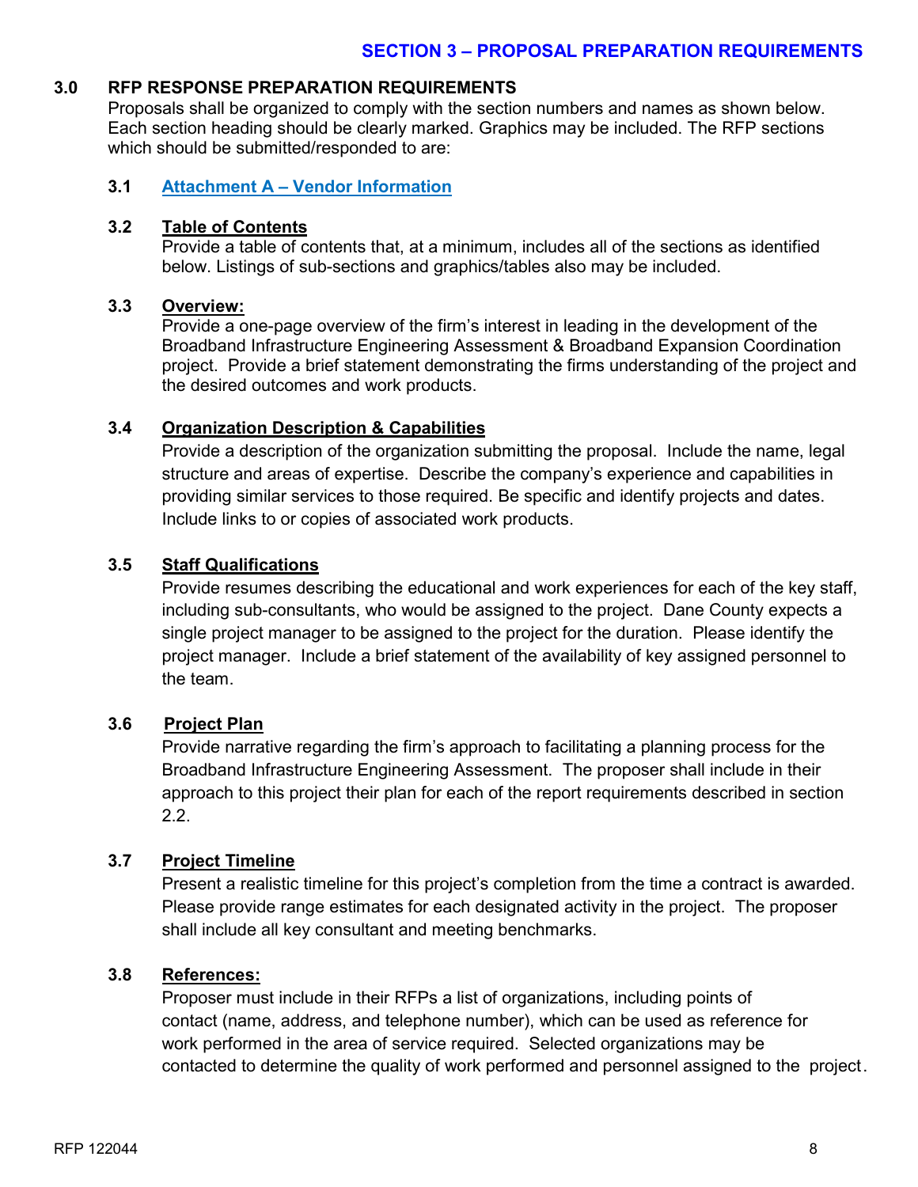# SECTION 3 – PROPOSAL PREPARATION REQUIREMENTS

## 3.0 RFP RESPONSE PREPARATION REQUIREMENTS

Proposals shall be organized to comply with the section numbers and names as shown below. Each section heading should be clearly marked. Graphics may be included. The RFP sections which should be submitted/responded to are:

### 3.1 Attachment A – Vendor Information

### 3.2 Table of Contents

Provide a table of contents that, at a minimum, includes all of the sections as identified below. Listings of sub-sections and graphics/tables also may be included.

### 3.3 Overview:

Provide a one-page overview of the firm's interest in leading in the development of the Broadband Infrastructure Engineering Assessment & Broadband Expansion Coordination project. Provide a brief statement demonstrating the firms understanding of the project and the desired outcomes and work products.

### 3.4 Organization Description & Capabilities

Provide a description of the organization submitting the proposal. Include the name, legal structure and areas of expertise. Describe the company's experience and capabilities in providing similar services to those required. Be specific and identify projects and dates. Include links to or copies of associated work products.

### 3.5 Staff Qualifications

Provide resumes describing the educational and work experiences for each of the key staff, including sub-consultants, who would be assigned to the project. Dane County expects a single project manager to be assigned to the project for the duration. Please identify the project manager. Include a brief statement of the availability of key assigned personnel to the team.

### 3.6 Project Plan

Provide narrative regarding the firm's approach to facilitating a planning process for the Broadband Infrastructure Engineering Assessment. The proposer shall include in their approach to this project their plan for each of the report requirements described in section 2.2.

### 3.7 Project Timeline

Present a realistic timeline for this project's completion from the time a contract is awarded. Please provide range estimates for each designated activity in the project. The proposer shall include all key consultant and meeting benchmarks.

### 3.8 References:

Proposer must include in their RFPs a list of organizations, including points of contact (name, address, and telephone number), which can be used as reference for work performed in the area of service required. Selected organizations may be contacted to determine the quality of work performed and personnel assigned to the project.